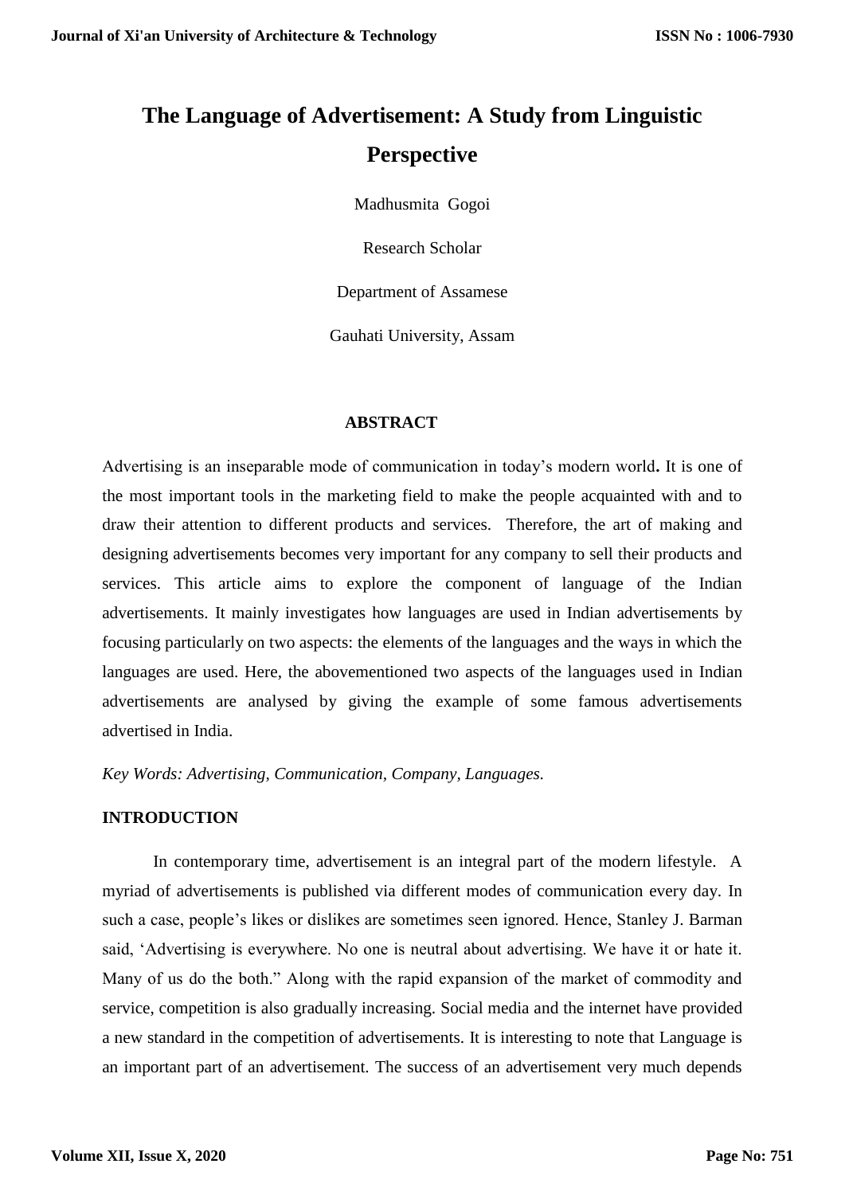# The Language of Advertisement: A Study from Linguistic Perspective

Madhusmita Gogoi

Research Scholar

Department of Assamese

Gauhati University, Assam

## ABSTRACT

Advertising is an inseparable mode of communication in today's modern world**.** It is one of the most important tools in the marketing field to make the people acquainted with and to draw their attention to different products and services. Therefore, the art of making and designing advertisements becomes very important for any company to sell their products and services. This article aims to explore the component of language of the Indian advertisements. It mainly investigates how languages are used in Indian advertisements by focusing particularly on two aspects: the elements of the languages and the ways in which the languages are used. Here, the abovementioned two aspects of the languages used in Indian advertisements are analysed by giving the example of some famous advertisements advertised in India.

*Key Words: Advertising, Communication, Company, Languages.*

## INTRODUCTION

In contemporary time, advertisement is an integral part of the modern lifestyle. A myriad of advertisements is published via different modes of communication every day. In such a case, people's likes or dislikes are sometimes seen ignored. Hence, Stanley J. Barman said, 'Advertising is everywhere. No one is neutral about advertising. We have it or hate it. Many of us do the both." Along with the rapid expansion of the market of commodity and service, competition is also gradually increasing. Social media and the internet have provided a new standard in the competition of advertisements. It is interesting to note that Language is an important part of an advertisement. The success of an advertisement very much depends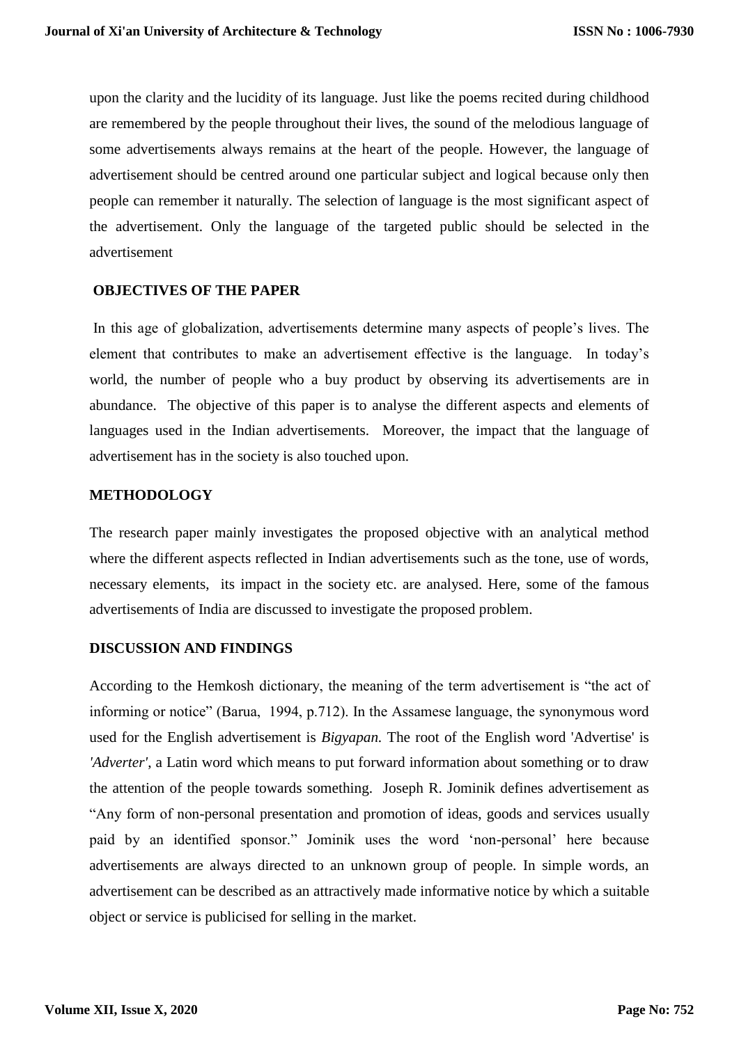upon the clarity and the lucidity of its language. Just like the poems recited during childhood are remembered by the people throughout their lives, the sound of the melodious language of some advertisements always remains at the heart of the people. However, the language of advertisement should be centred around one particular subject and logical because only then people can remember it naturally. The selection of language is the most significant aspect of the advertisement. Only the language of the targeted public should be selected in the advertisement

## OBJECTIVES OF THE PAPER

In this age of globalization, advertisements determine many aspects of people's lives. The element that contributes to make an advertisement effective is the language. In today's world, the number of people who a buy product by observing its advertisements are in abundance. The objective of this paper is to analyse the different aspects and elements of languages used in the Indian advertisements. Moreover, the impact that the language of advertisement has in the society is also touched upon.

## METHODOLOGY

The research paper mainly investigates the proposed objective with an analytical method where the different aspects reflected in Indian advertisements such as the tone, use of words, necessary elements, its impact in the society etc. are analysed. Here, some of the famous advertisements of India are discussed to investigate the proposed problem.

## DISCUSSION AND FINDINGS

According to the Hemkosh dictionary, the meaning of the term advertisement is "the act of informing or notice" (Barua, 1994, p.712). In the Assamese language, the synonymous word used for the English advertisement is *Bigyapan.* The root of the English word 'Advertise' is *'Adverter'*, a Latin word which means to put forward information about something or to draw the attention of the people towards something. Joseph R. Jominik defines advertisement as "Any form of non-personal presentation and promotion of ideas, goods and services usually paid by an identified sponsor." Jominik uses the word 'non-personal' here because advertisements are always directed to an unknown group of people. In simple words, an advertisement can be described as an attractively made informative notice by which a suitable object or service is publicised for selling in the market.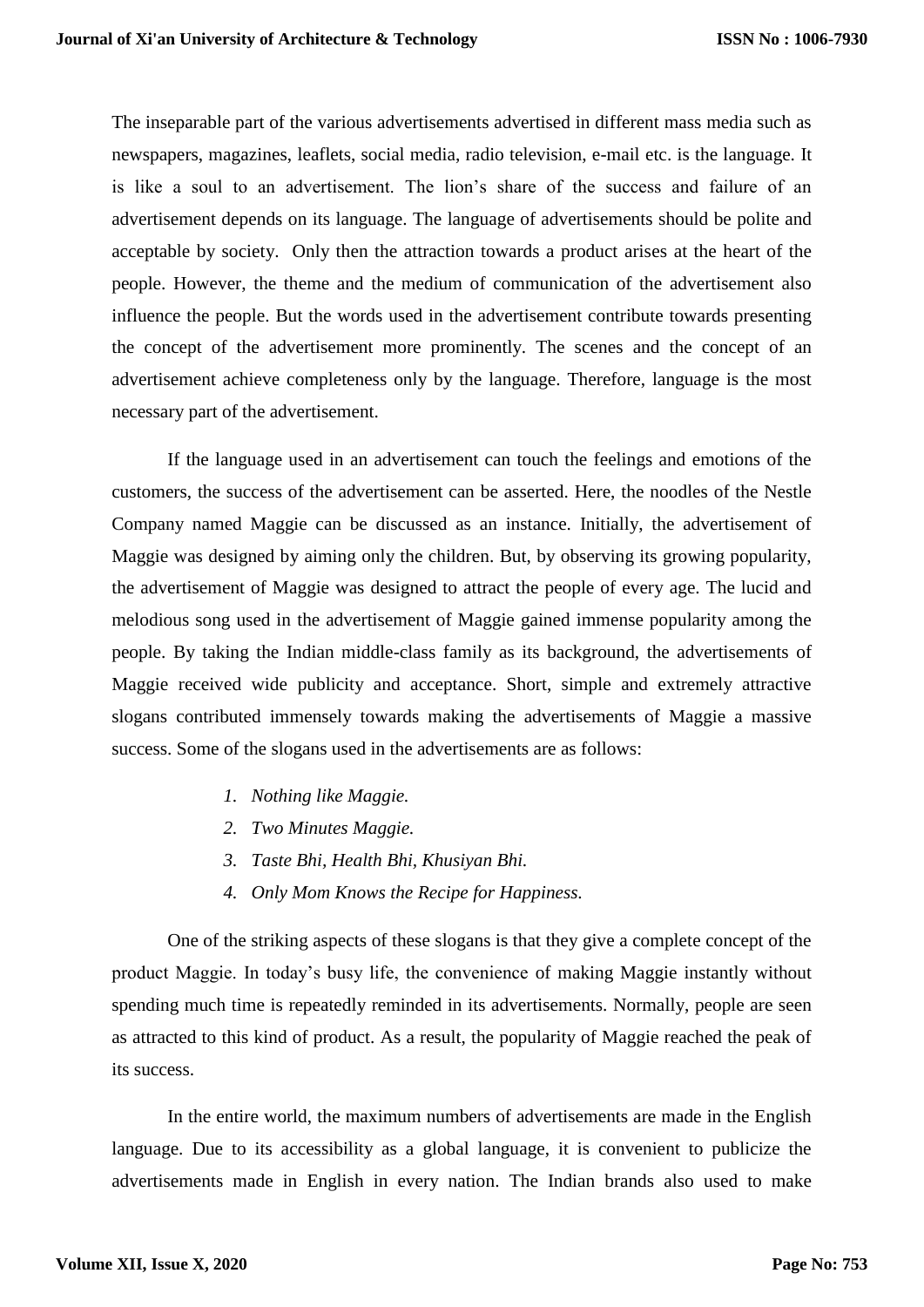The inseparable part of the various advertisements advertised in different mass media such as newspapers, magazines, leaflets, social media, radio television, e-mail etc. is the language. It is like a soul to an advertisement. The lion's share of the success and failure of an advertisement depends on its language. The language of advertisements should be polite and acceptable by society. Only then the attraction towards a product arises at the heart of the people. However, the theme and the medium of communication of the advertisement also influence the people. But the words used in the advertisement contribute towards presenting the concept of the advertisement more prominently. The scenes and the concept of an advertisement achieve completeness only by the language. Therefore, language is the most necessary part of the advertisement.

If the language used in an advertisement can touch the feelings and emotions of the customers, the success of the advertisement can be asserted. Here, the noodles of the Nestle Company named Maggie can be discussed as an instance. Initially, the advertisement of Maggie was designed by aiming only the children. But, by observing its growing popularity, the advertisement of Maggie was designed to attract the people of every age. The lucid and melodious song used in the advertisement of Maggie gained immense popularity among the people. By taking the Indian middle-class family as its background, the advertisements of Maggie received wide publicity and acceptance. Short, simple and extremely attractive slogans contributed immensely towards making the advertisements of Maggie a massive success. Some of the slogans used in the advertisements are as follows:

1. *Nothing like Maggie.*
2. *Two Minutes Maggie.*
3. *Taste Bhi, Health Bhi, Khusiyan Bhi.*
4. *Only Mom Knows the Recipe for Happiness.*

One of the striking aspects of these slogans is that they give a complete concept of the product Maggie. In today's busy life, the convenience of making Maggie instantly without spending much time is repeatedly reminded in its advertisements. Normally, people are seen as attracted to this kind of product. As a result, the popularity of Maggie reached the peak of its success.

In the entire world, the maximum numbers of advertisements are made in the English language. Due to its accessibility as a global language, it is convenient to publicize the advertisements made in English in every nation. The Indian brands also used to make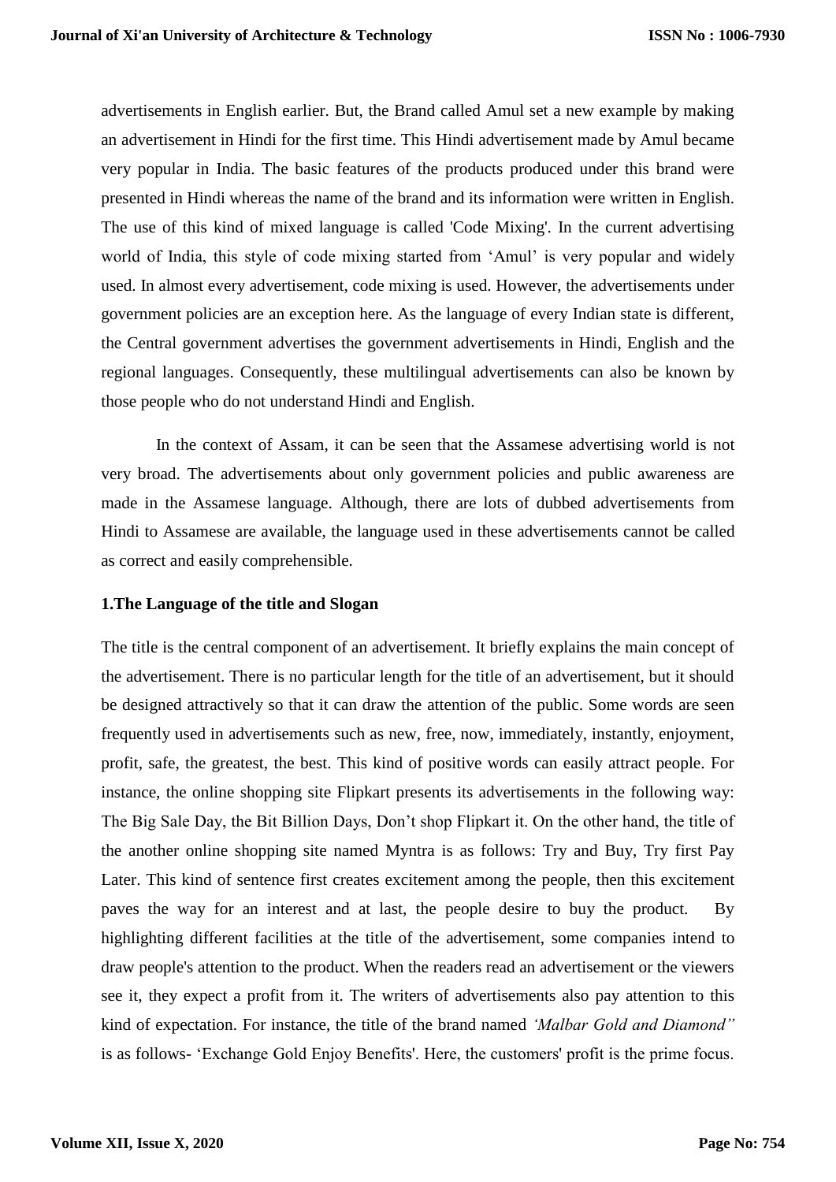advertisements in English earlier. But, the Brand called Amul set a new example by making an advertisement in Hindi for the first time. This Hindi advertisement made by Amul became very popular in India. The basic features of the products produced under this brand were presented in Hindi whereas the name of the brand and its information were written in English. The use of this kind of mixed language is called 'Code Mixing'. In the current advertising world of India, this style of code mixing started from 'Amul' is very popular and widely used. In almost every advertisement, code mixing is used. However, the advertisements under government policies are an exception here. As the language of every Indian state is different, the Central government advertises the government advertisements in Hindi, English and the regional languages. Consequently, these multilingual advertisements can also be known by those people who do not understand Hindi and English.

In the context of Assam, it can be seen that the Assamese advertising world is not very broad. The advertisements about only government policies and public awareness are made in the Assamese language. Although, there are lots of dubbed advertisements from Hindi to Assamese are available, the language used in these advertisements cannot be called as correct and easily comprehensible.

### 1.The Language of the title and Slogan

The title is the central component of an advertisement. It briefly explains the main concept of the advertisement. There is no particular length for the title of an advertisement, but it should be designed attractively so that it can draw the attention of the public. Some words are seen frequently used in advertisements such as new, free, now, immediately, instantly, enjoyment, profit, safe, the greatest, the best. This kind of positive words can easily attract people. For instance, the online shopping site Flipkart presents its advertisements in the following way: The Big Sale Day, the Bit Billion Days, Don't shop Flipkart it. On the other hand, the title of the another online shopping site named Myntra is as follows: Try and Buy, Try first Pay Later. This kind of sentence first creates excitement among the people, then this excitement paves the way for an interest and at last, the people desire to buy the product. By highlighting different facilities at the title of the advertisement, some companies intend to draw people's attention to the product. When the readers read an advertisement or the viewers see it, they expect a profit from it. The writers of advertisements also pay attention to this kind of expectation. For instance, the title of the brand named *'Malbar Gold and Diamond"* is as follows- 'Exchange Gold Enjoy Benefits'. Here, the customers' profit is the prime focus.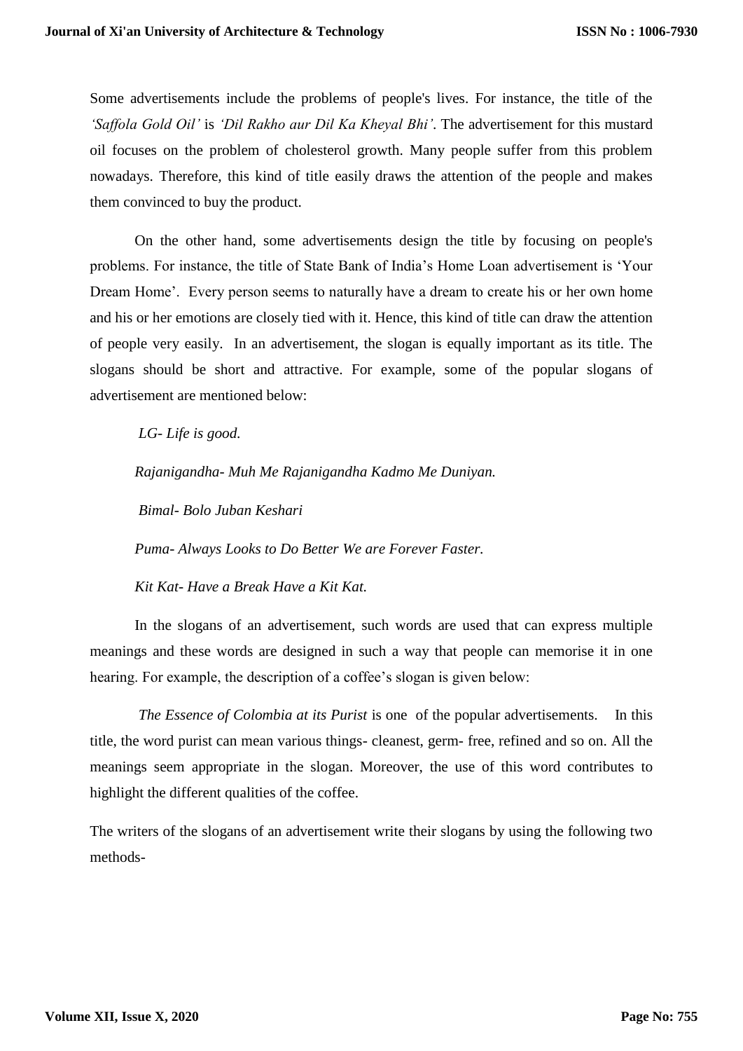Some advertisements include the problems of people's lives. For instance, the title of the *'Saffola Gold Oil'* is *'Dil Rakho aur Dil Ka Kheyal Bhi'*. The advertisement for this mustard oil focuses on the problem of cholesterol growth. Many people suffer from this problem nowadays. Therefore, this kind of title easily draws the attention of the people and makes them convinced to buy the product.

On the other hand, some advertisements design the title by focusing on people's problems. For instance, the title of State Bank of India's Home Loan advertisement is 'Your Dream Home'. Every person seems to naturally have a dream to create his or her own home and his or her emotions are closely tied with it. Hence, this kind of title can draw the attention of people very easily. In an advertisement, the slogan is equally important as its title. The slogans should be short and attractive. For example, some of the popular slogans of advertisement are mentioned below:

*LG- Life is good.*

*Rajanigandha- Muh Me Rajanigandha Kadmo Me Duniyan.*

*Bimal- Bolo Juban Keshari*

*Puma- Always Looks to Do Better We are Forever Faster.*

*Kit Kat- Have a Break Have a Kit Kat.*

In the slogans of an advertisement, such words are used that can express multiple meanings and these words are designed in such a way that people can memorise it in one hearing. For example, the description of a coffee's slogan is given below:

*The Essence of Colombia at its Purist* is one of the popular advertisements. In this title, the word purist can mean various things- cleanest, germ- free, refined and so on. All the meanings seem appropriate in the slogan. Moreover, the use of this word contributes to highlight the different qualities of the coffee.

The writers of the slogans of an advertisement write their slogans by using the following two methods-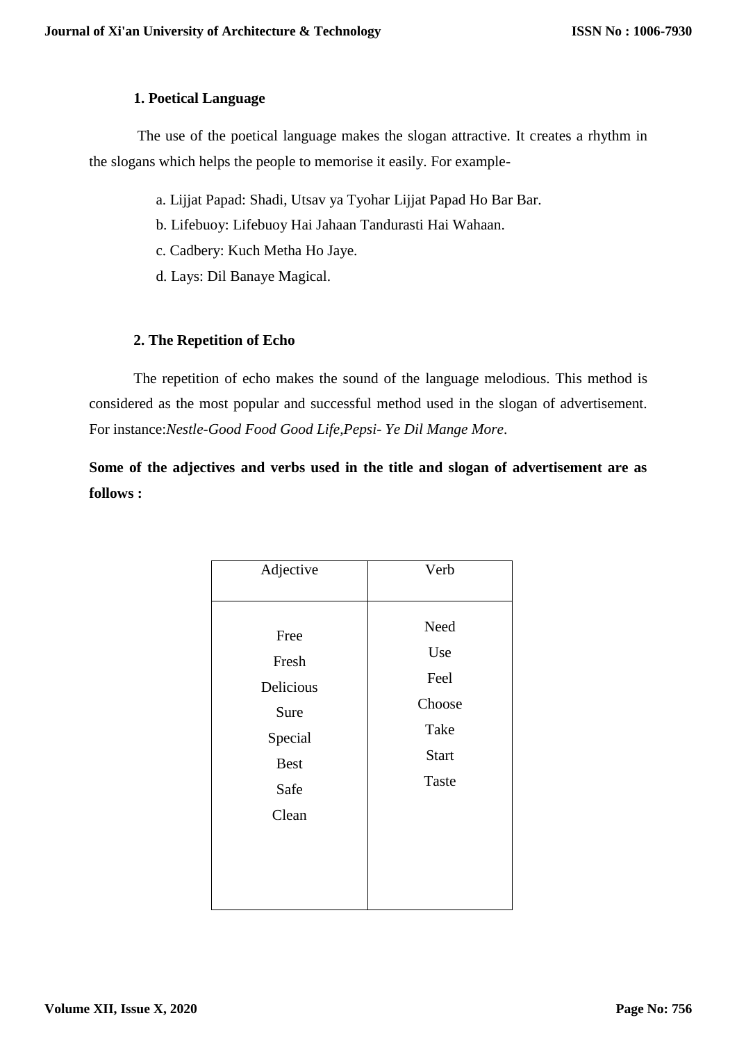**1. Poetical Language**

The use of the poetical language makes the slogan attractive. It creates a rhythm in the slogans which helps the people to memorise it easily. For example-

a. Lijjat Papad: Shadi, Utsav ya Tyohar Lijjat Papad Ho Bar Bar.
b. Lifebuoy: Lifebuoy Hai Jahaan Tandurasti Hai Wahaan.
c. Cadbery: Kuch Metha Ho Jaye.
d. Lays: Dil Banaye Magical.

**2. The Repetition of Echo**

The repetition of echo makes the sound of the language melodious. This method is considered as the most popular and successful method used in the slogan of advertisement. For instance:*Nestle-Good Food Good Life*,*Pepsi- Ye Dil Mange More*.

**Some of the adjectives and verbs used in the title and slogan of advertisement are as follows :**

| Adjective | Verb |
|---|---|
| Free | Need |
| Fresh | Use |
| Delicious | Feel |
| Sure | Choose |
| Special | Take |
| Best | Start |
| Safe | Taste |
| Clean | |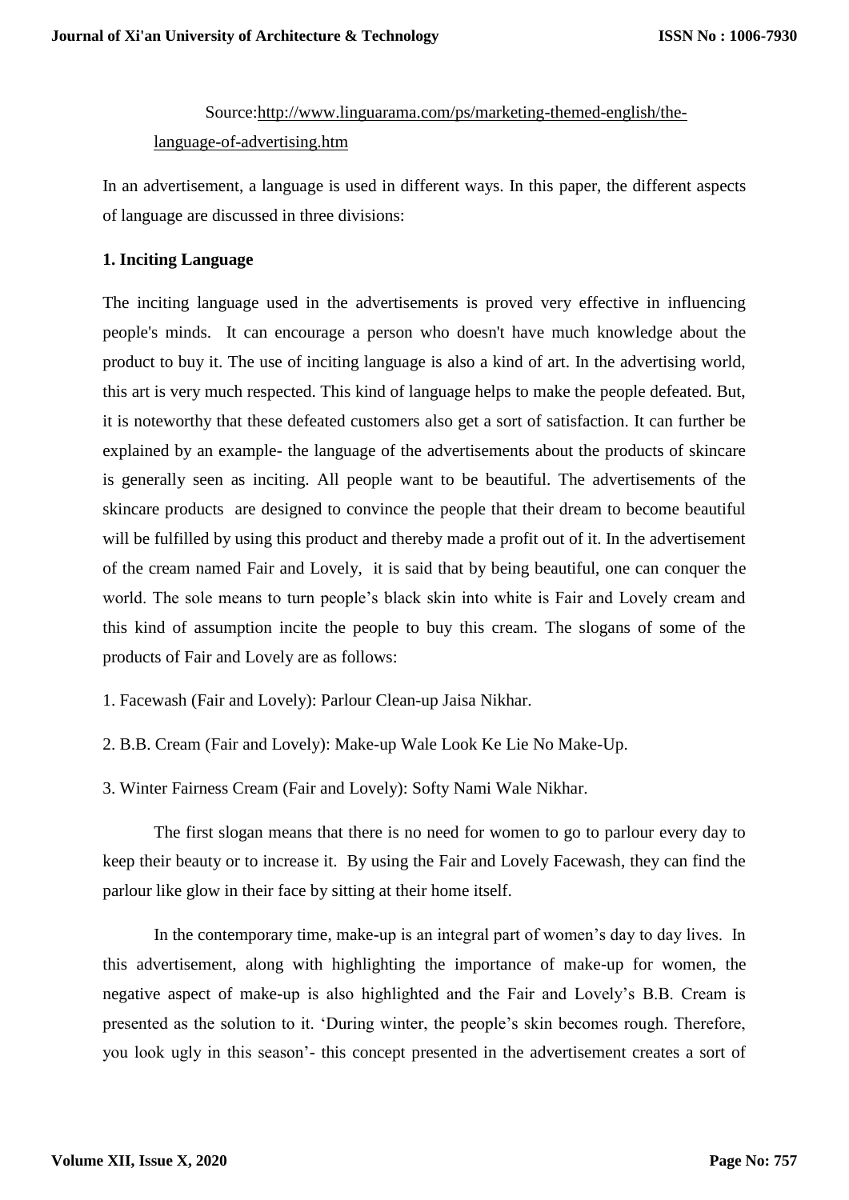Source:[http://www.linguarama.com/ps/marketing-themed-english/the-language-of-advertising.htm](http://www.linguarama.com/ps/marketing-themed-english/the-language-of-advertising.htm)

In an advertisement, a language is used in different ways. In this paper, the different aspects of language are discussed in three divisions:

**1. Inciting Language**

The inciting language used in the advertisements is proved very effective in influencing people's minds. It can encourage a person who doesn't have much knowledge about the product to buy it. The use of inciting language is also a kind of art. In the advertising world, this art is very much respected. This kind of language helps to make the people defeated. But, it is noteworthy that these defeated customers also get a sort of satisfaction. It can further be explained by an example- the language of the advertisements about the products of skincare is generally seen as inciting. All people want to be beautiful. The advertisements of the skincare products are designed to convince the people that their dream to become beautiful will be fulfilled by using this product and thereby made a profit out of it. In the advertisement of the cream named Fair and Lovely, it is said that by being beautiful, one can conquer the world. The sole means to turn people's black skin into white is Fair and Lovely cream and this kind of assumption incite the people to buy this cream. The slogans of some of the products of Fair and Lovely are as follows:

1. Facewash (Fair and Lovely): Parlour Clean-up Jaisa Nikhar.

2. B.B. Cream (Fair and Lovely): Make-up Wale Look Ke Lie No Make-Up.

3. Winter Fairness Cream (Fair and Lovely): Softy Nami Wale Nikhar.

The first slogan means that there is no need for women to go to parlour every day to keep their beauty or to increase it. By using the Fair and Lovely Facewash, they can find the parlour like glow in their face by sitting at their home itself.

In the contemporary time, make-up is an integral part of women's day to day lives. In this advertisement, along with highlighting the importance of make-up for women, the negative aspect of make-up is also highlighted and the Fair and Lovely's B.B. Cream is presented as the solution to it. 'During winter, the people's skin becomes rough. Therefore, you look ugly in this season'- this concept presented in the advertisement creates a sort of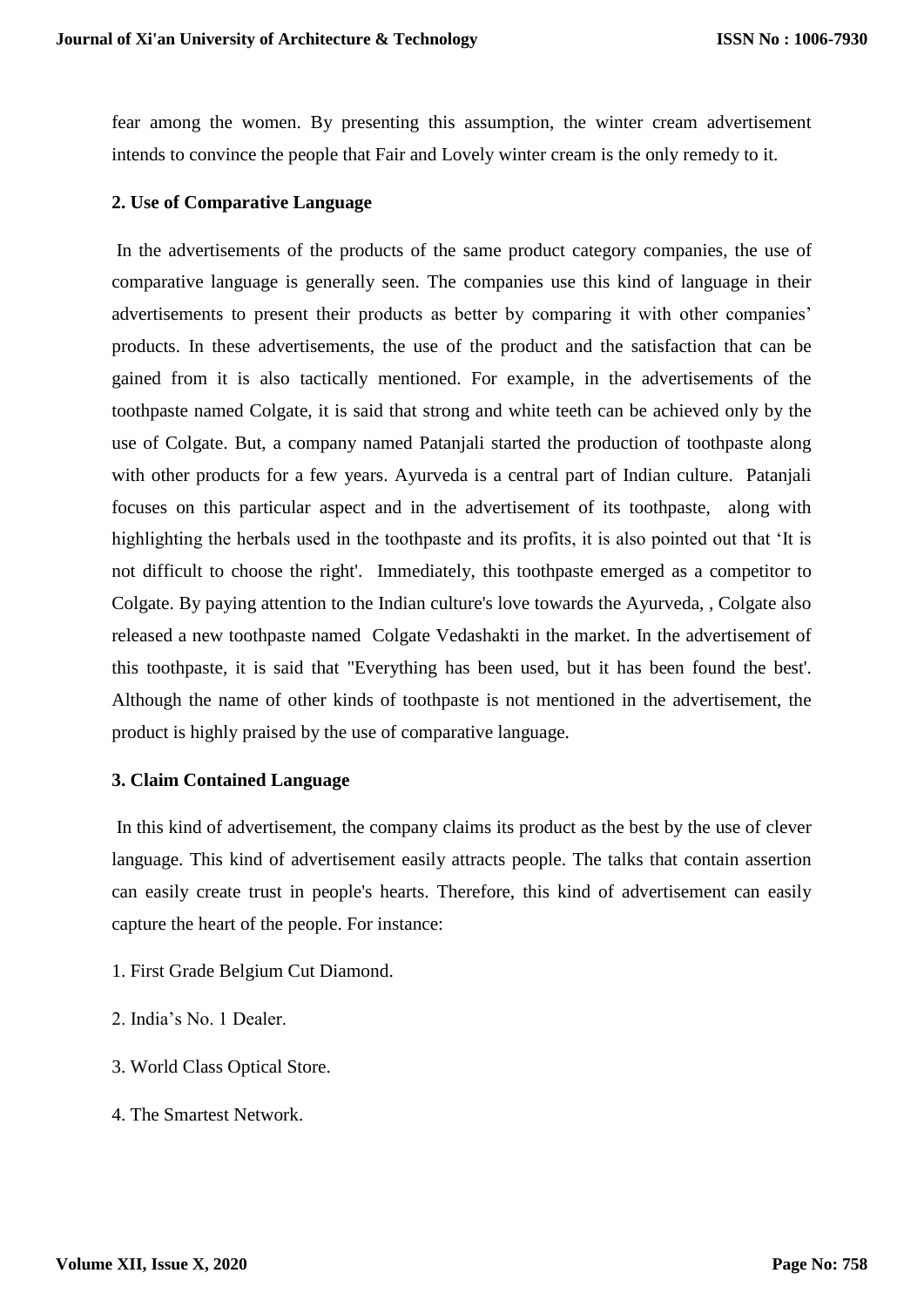fear among the women. By presenting this assumption, the winter cream advertisement intends to convince the people that Fair and Lovely winter cream is the only remedy to it.

**2. Use of Comparative Language**

In the advertisements of the products of the same product category companies, the use of comparative language is generally seen. The companies use this kind of language in their advertisements to present their products as better by comparing it with other companies' products. In these advertisements, the use of the product and the satisfaction that can be gained from it is also tactically mentioned. For example, in the advertisements of the toothpaste named Colgate, it is said that strong and white teeth can be achieved only by the use of Colgate. But, a company named Patanjali started the production of toothpaste along with other products for a few years. Ayurveda is a central part of Indian culture. Patanjali focuses on this particular aspect and in the advertisement of its toothpaste, along with highlighting the herbals used in the toothpaste and its profits, it is also pointed out that 'It is not difficult to choose the right'. Immediately, this toothpaste emerged as a competitor to Colgate. By paying attention to the Indian culture's love towards the Ayurveda, , Colgate also released a new toothpaste named Colgate Vedashakti in the market. In the advertisement of this toothpaste, it is said that "Everything has been used, but it has been found the best'. Although the name of other kinds of toothpaste is not mentioned in the advertisement, the product is highly praised by the use of comparative language.

**3. Claim Contained Language**

In this kind of advertisement, the company claims its product as the best by the use of clever language. This kind of advertisement easily attracts people. The talks that contain assertion can easily create trust in people's hearts. Therefore, this kind of advertisement can easily capture the heart of the people. For instance:

1. First Grade Belgium Cut Diamond.

2. India's No. 1 Dealer.

3. World Class Optical Store.

4. The Smartest Network.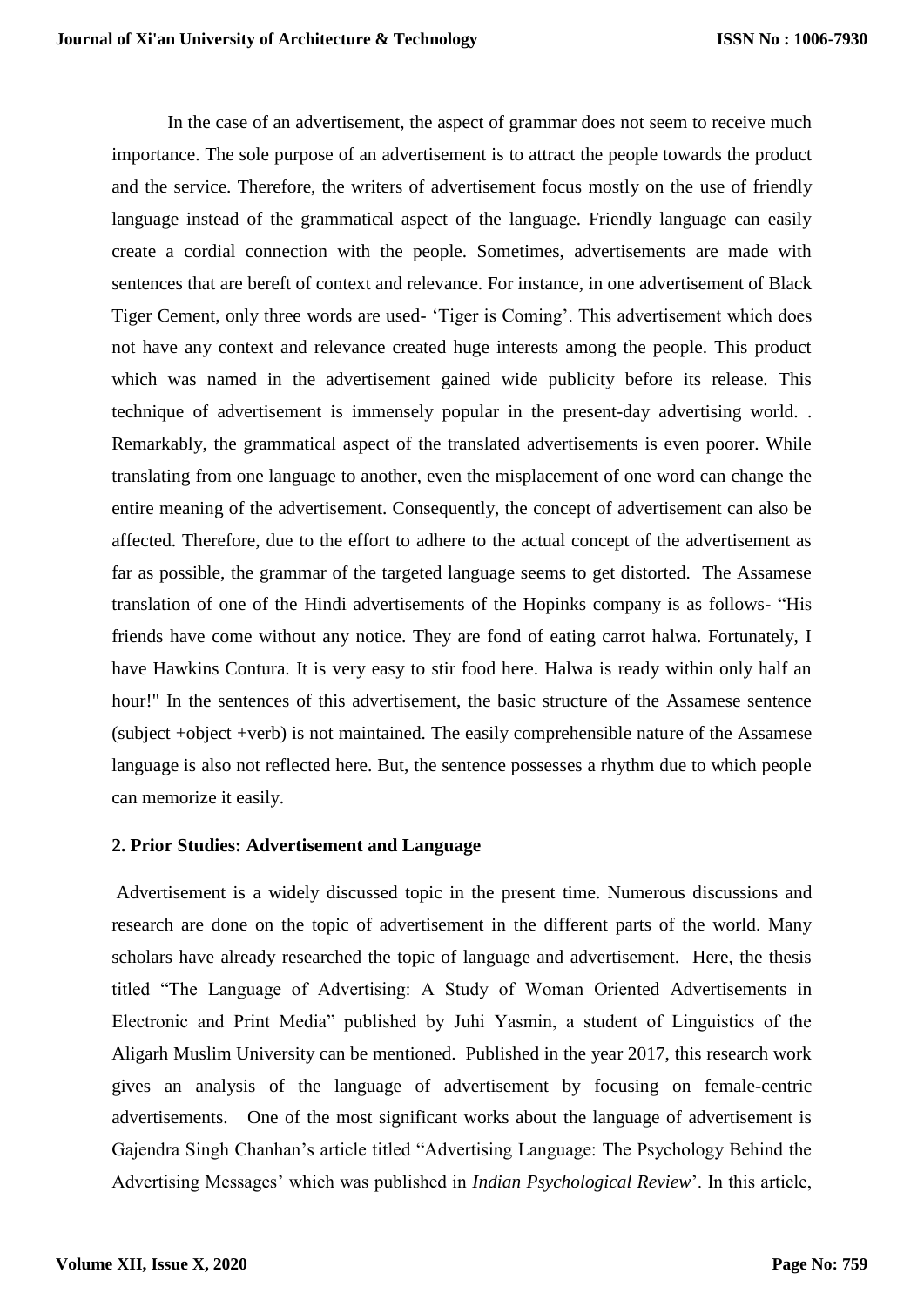In the case of an advertisement, the aspect of grammar does not seem to receive much importance. The sole purpose of an advertisement is to attract the people towards the product and the service. Therefore, the writers of advertisement focus mostly on the use of friendly language instead of the grammatical aspect of the language. Friendly language can easily create a cordial connection with the people. Sometimes, advertisements are made with sentences that are bereft of context and relevance. For instance, in one advertisement of Black Tiger Cement, only three words are used- 'Tiger is Coming'. This advertisement which does not have any context and relevance created huge interests among the people. This product which was named in the advertisement gained wide publicity before its release. This technique of advertisement is immensely popular in the present-day advertising world. . Remarkably, the grammatical aspect of the translated advertisements is even poorer. While translating from one language to another, even the misplacement of one word can change the entire meaning of the advertisement. Consequently, the concept of advertisement can also be affected. Therefore, due to the effort to adhere to the actual concept of the advertisement as far as possible, the grammar of the targeted language seems to get distorted. The Assamese translation of one of the Hindi advertisements of the Hopinks company is as follows- "His friends have come without any notice. They are fond of eating carrot halwa. Fortunately, I have Hawkins Contura. It is very easy to stir food here. Halwa is ready within only half an hour!" In the sentences of this advertisement, the basic structure of the Assamese sentence (subject +object +verb) is not maintained. The easily comprehensible nature of the Assamese language is also not reflected here. But, the sentence possesses a rhythm due to which people can memorize it easily.

## 2. Prior Studies: Advertisement and Language

Advertisement is a widely discussed topic in the present time. Numerous discussions and research are done on the topic of advertisement in the different parts of the world. Many scholars have already researched the topic of language and advertisement. Here, the thesis titled "The Language of Advertising: A Study of Woman Oriented Advertisements in Electronic and Print Media" published by Juhi Yasmin, a student of Linguistics of the Aligarh Muslim University can be mentioned. Published in the year 2017, this research work gives an analysis of the language of advertisement by focusing on female-centric advertisements. One of the most significant works about the language of advertisement is Gajendra Singh Chanhan's article titled "Advertising Language: The Psychology Behind the Advertising Messages' which was published in *Indian Psychological Review*'. In this article,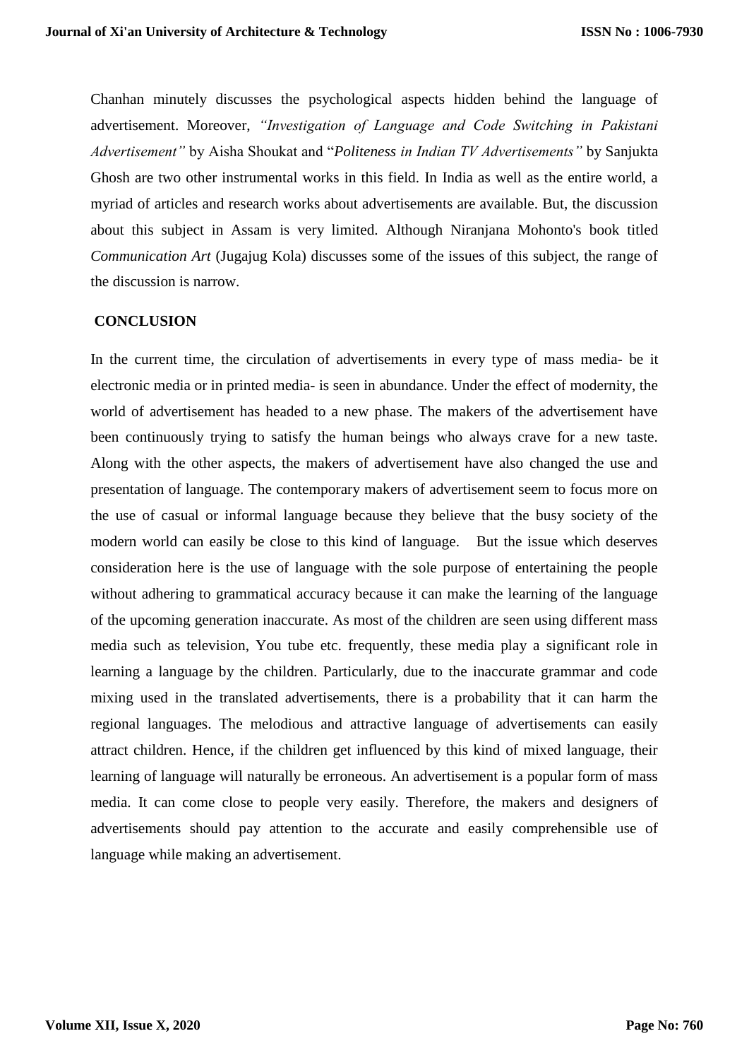Chanhan minutely discusses the psychological aspects hidden behind the language of advertisement. Moreover, *"Investigation of Language and Code Switching in Pakistani Advertisement"* by Aisha Shoukat and "*Politeness in Indian TV Advertisements"* by Sanjukta Ghosh are two other instrumental works in this field. In India as well as the entire world, a myriad of articles and research works about advertisements are available. But, the discussion about this subject in Assam is very limited. Although Niranjana Mohonto's book titled *Communication Art* (Jugajug Kola) discusses some of the issues of this subject, the range of the discussion is narrow.

## CONCLUSION

In the current time, the circulation of advertisements in every type of mass media- be it electronic media or in printed media- is seen in abundance. Under the effect of modernity, the world of advertisement has headed to a new phase. The makers of the advertisement have been continuously trying to satisfy the human beings who always crave for a new taste. Along with the other aspects, the makers of advertisement have also changed the use and presentation of language. The contemporary makers of advertisement seem to focus more on the use of casual or informal language because they believe that the busy society of the modern world can easily be close to this kind of language. But the issue which deserves consideration here is the use of language with the sole purpose of entertaining the people without adhering to grammatical accuracy because it can make the learning of the language of the upcoming generation inaccurate. As most of the children are seen using different mass media such as television, You tube etc. frequently, these media play a significant role in learning a language by the children. Particularly, due to the inaccurate grammar and code mixing used in the translated advertisements, there is a probability that it can harm the regional languages. The melodious and attractive language of advertisements can easily attract children. Hence, if the children get influenced by this kind of mixed language, their learning of language will naturally be erroneous. An advertisement is a popular form of mass media. It can come close to people very easily. Therefore, the makers and designers of advertisements should pay attention to the accurate and easily comprehensible use of language while making an advertisement.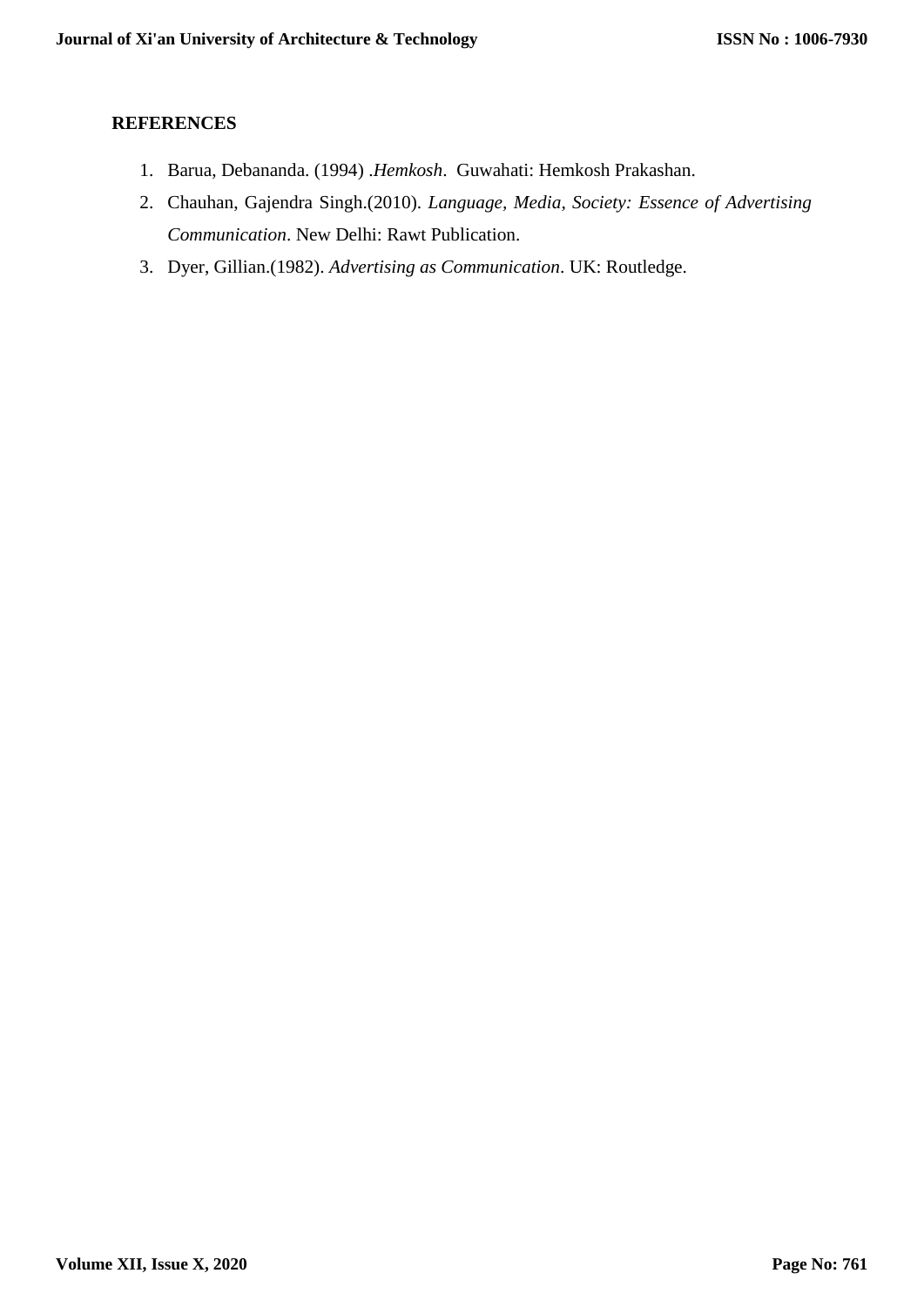## REFERENCES

1. Barua, Debananda. (1994) .*Hemkosh*. Guwahati: Hemkosh Prakashan.
2. Chauhan, Gajendra Singh.(2010). *Language, Media, Society: Essence of Advertising Communication*. New Delhi: Rawt Publication.
3. Dyer, Gillian.(1982). *Advertising as Communication*. UK: Routledge.